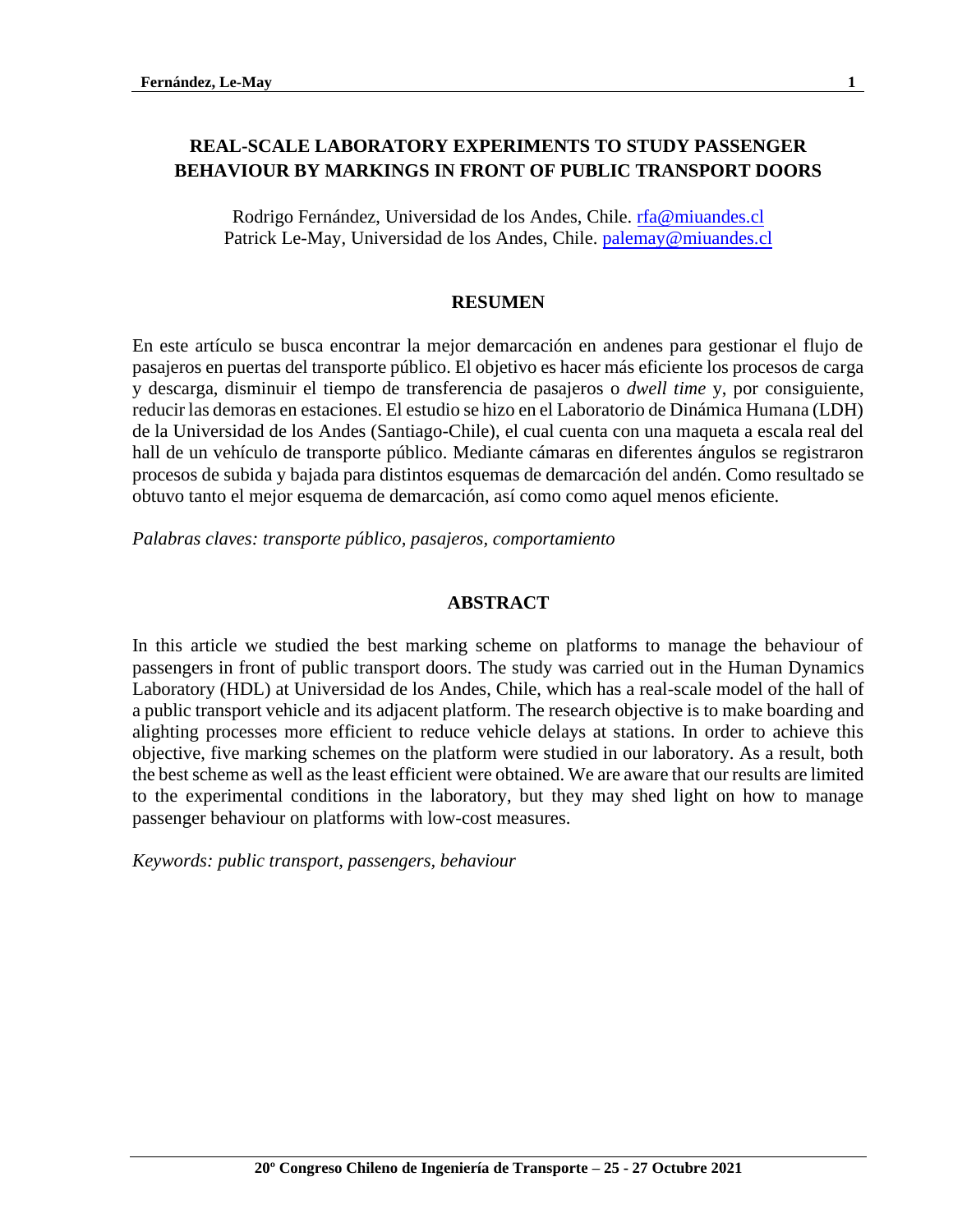# REAL-SCALE LABORATORY EXPERIMENTS TO STUDY PASSENGER BEHAVIOUR BY MARKINGS IN FRONT OF PUBLIC TRANSPORT DOORS

Rodrigo Fernández, Universidad de los Andes, Chile. rfa@miuandes.cl
Patrick Le-May, Universidad de los Andes, Chile. palemay@miuandes.cl

## RESUMEN

En este artículo se busca encontrar la mejor demarcación en andenes para gestionar el flujo de pasajeros en puertas del transporte público. El objetivo es hacer más eficiente los procesos de carga y descarga, disminuir el tiempo de transferencia de pasajeros o *dwell time* y, por consiguiente, reducir las demoras en estaciones. El estudio se hizo en el Laboratorio de Dinámica Humana (LDH) de la Universidad de los Andes (Santiago-Chile), el cual cuenta con una maqueta a escala real del hall de un vehículo de transporte público. Mediante cámaras en diferentes ángulos se registraron procesos de subida y bajada para distintos esquemas de demarcación del andén. Como resultado se obtuvo tanto el mejor esquema de demarcación, así como como aquel menos eficiente.

*Palabras claves: transporte público, pasajeros, comportamiento*

## ABSTRACT

In this article we studied the best marking scheme on platforms to manage the behaviour of passengers in front of public transport doors. The study was carried out in the Human Dynamics Laboratory (HDL) at Universidad de los Andes, Chile, which has a real-scale model of the hall of a public transport vehicle and its adjacent platform. The research objective is to make boarding and alighting processes more efficient to reduce vehicle delays at stations. In order to achieve this objective, five marking schemes on the platform were studied in our laboratory. As a result, both the best scheme as well as the least efficient were obtained. We are aware that our results are limited to the experimental conditions in the laboratory, but they may shed light on how to manage passenger behaviour on platforms with low-cost measures.

*Keywords: public transport, passengers, behaviour*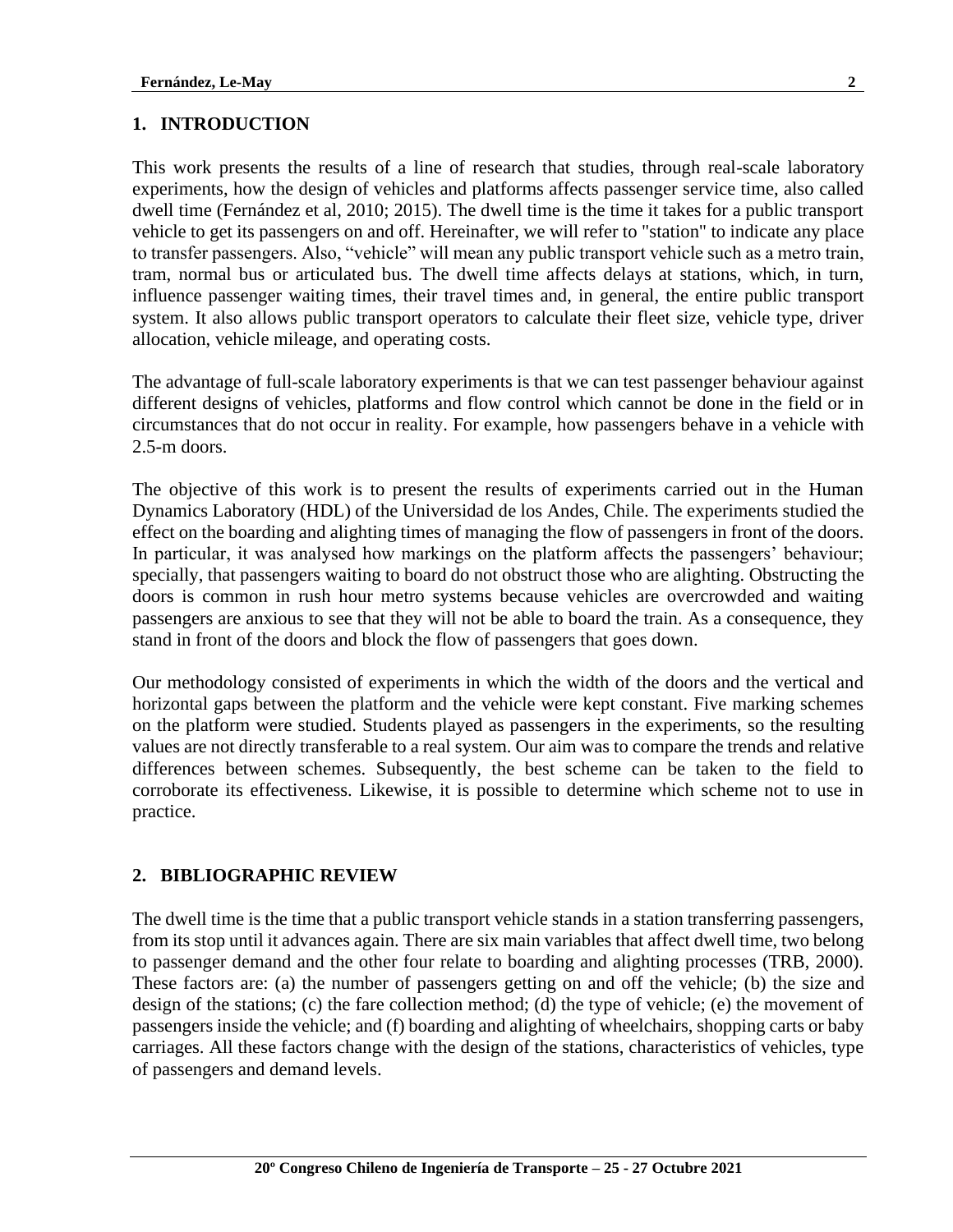## 1. INTRODUCTION

This work presents the results of a line of research that studies, through real-scale laboratory experiments, how the design of vehicles and platforms affects passenger service time, also called dwell time (Fernández et al, 2010; 2015). The dwell time is the time it takes for a public transport vehicle to get its passengers on and off. Hereinafter, we will refer to "station" to indicate any place to transfer passengers. Also, "vehicle" will mean any public transport vehicle such as a metro train, tram, normal bus or articulated bus. The dwell time affects delays at stations, which, in turn, influence passenger waiting times, their travel times and, in general, the entire public transport system. It also allows public transport operators to calculate their fleet size, vehicle type, driver allocation, vehicle mileage, and operating costs.

The advantage of full-scale laboratory experiments is that we can test passenger behaviour against different designs of vehicles, platforms and flow control which cannot be done in the field or in circumstances that do not occur in reality. For example, how passengers behave in a vehicle with 2.5-m doors.

The objective of this work is to present the results of experiments carried out in the Human Dynamics Laboratory (HDL) of the Universidad de los Andes, Chile. The experiments studied the effect on the boarding and alighting times of managing the flow of passengers in front of the doors. In particular, it was analysed how markings on the platform affects the passengers' behaviour; specially, that passengers waiting to board do not obstruct those who are alighting. Obstructing the doors is common in rush hour metro systems because vehicles are overcrowded and waiting passengers are anxious to see that they will not be able to board the train. As a consequence, they stand in front of the doors and block the flow of passengers that goes down.

Our methodology consisted of experiments in which the width of the doors and the vertical and horizontal gaps between the platform and the vehicle were kept constant. Five marking schemes on the platform were studied. Students played as passengers in the experiments, so the resulting values are not directly transferable to a real system. Our aim was to compare the trends and relative differences between schemes. Subsequently, the best scheme can be taken to the field to corroborate its effectiveness. Likewise, it is possible to determine which scheme not to use in practice.

## 2. BIBLIOGRAPHIC REVIEW

The dwell time is the time that a public transport vehicle stands in a station transferring passengers, from its stop until it advances again. There are six main variables that affect dwell time, two belong to passenger demand and the other four relate to boarding and alighting processes (TRB, 2000). These factors are: (a) the number of passengers getting on and off the vehicle; (b) the size and design of the stations; (c) the fare collection method; (d) the type of vehicle; (e) the movement of passengers inside the vehicle; and (f) boarding and alighting of wheelchairs, shopping carts or baby carriages. All these factors change with the design of the stations, characteristics of vehicles, type of passengers and demand levels.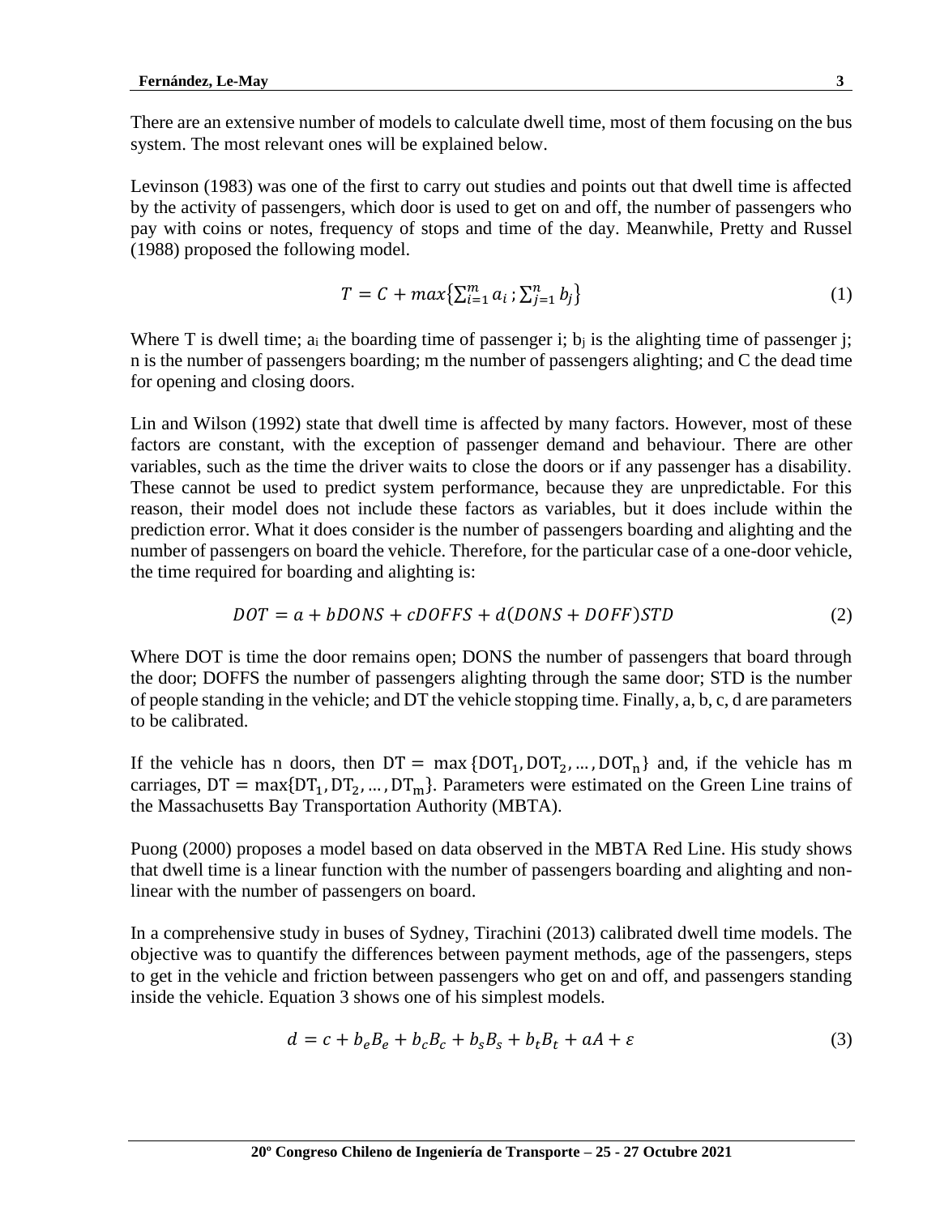There are an extensive number of models to calculate dwell time, most of them focusing on the bus system. The most relevant ones will be explained below.

Levinson (1983) was one of the first to carry out studies and points out that dwell time is affected by the activity of passengers, which door is used to get on and off, the number of passengers who pay with coins or notes, frequency of stops and time of the day. Meanwhile, Pretty and Russel (1988) proposed the following model.

$$T = C + max\left\{\sum_{i=1}^{m} a_i \, ; \sum_{j=1}^{n} b_j\right\} \tag{1}$$

Where T is dwell time; $a_i$ the boarding time of passenger i; $b_j$ is the alighting time of passenger j; n is the number of passengers boarding; m the number of passengers alighting; and C the dead time for opening and closing doors.

Lin and Wilson (1992) state that dwell time is affected by many factors. However, most of these factors are constant, with the exception of passenger demand and behaviour. There are other variables, such as the time the driver waits to close the doors or if any passenger has a disability. These cannot be used to predict system performance, because they are unpredictable. For this reason, their model does not include these factors as variables, but it does include within the prediction error. What it does consider is the number of passengers boarding and alighting and the number of passengers on board the vehicle. Therefore, for the particular case of a one-door vehicle, the time required for boarding and alighting is:

$$DOT = a + bDONS + cDOFFS + d(DONS + DOFF)STD \tag{2}$$

Where DOT is time the door remains open; DONS the number of passengers that board through the door; DOFFS the number of passengers alighting through the same door; STD is the number of people standing in the vehicle; and DT the vehicle stopping time. Finally, a, b, c, d are parameters to be calibrated.

If the vehicle has n doors, then $\mathrm{DT} = \max\{\mathrm{DOT}_1, \mathrm{DOT}_2, \ldots, \mathrm{DOT}_n\}$ and, if the vehicle has m carriages, $\mathrm{DT} = \max\{\mathrm{DT}_1, \mathrm{DT}_2, \ldots, \mathrm{DT}_m\}$. Parameters were estimated on the Green Line trains of the Massachusetts Bay Transportation Authority (MBTA).

Puong (2000) proposes a model based on data observed in the MBTA Red Line. His study shows that dwell time is a linear function with the number of passengers boarding and alighting and non-linear with the number of passengers on board.

In a comprehensive study in buses of Sydney, Tirachini (2013) calibrated dwell time models. The objective was to quantify the differences between payment methods, age of the passengers, steps to get in the vehicle and friction between passengers who get on and off, and passengers standing inside the vehicle. Equation 3 shows one of his simplest models.

$$d = c + b_e B_e + b_c B_c + b_s B_s + b_t B_t + aA + \varepsilon \tag{3}$$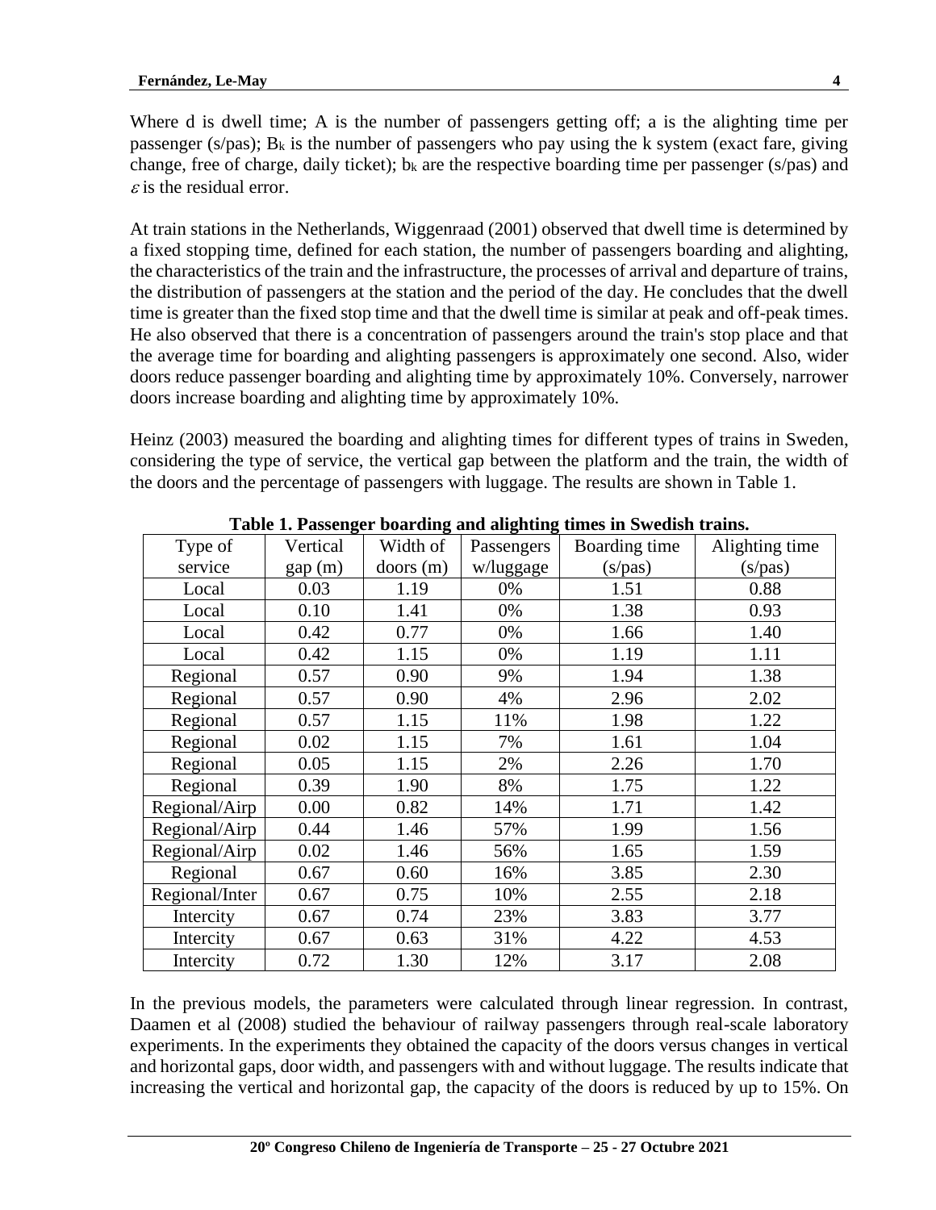Where d is dwell time; A is the number of passengers getting off; a is the alighting time per passenger (s/pas); $B_k$ is the number of passengers who pay using the k system (exact fare, giving change, free of charge, daily ticket); $b_k$ are the respective boarding time per passenger (s/pas) and $\varepsilon$ is the residual error.

At train stations in the Netherlands, Wiggenraad (2001) observed that dwell time is determined by a fixed stopping time, defined for each station, the number of passengers boarding and alighting, the characteristics of the train and the infrastructure, the processes of arrival and departure of trains, the distribution of passengers at the station and the period of the day. He concludes that the dwell time is greater than the fixed stop time and that the dwell time is similar at peak and off-peak times. He also observed that there is a concentration of passengers around the train's stop place and that the average time for boarding and alighting passengers is approximately one second. Also, wider doors reduce passenger boarding and alighting time by approximately 10%. Conversely, narrower doors increase boarding and alighting time by approximately 10%.

Heinz (2003) measured the boarding and alighting times for different types of trains in Sweden, considering the type of service, the vertical gap between the platform and the train, the width of the doors and the percentage of passengers with luggage. The results are shown in Table 1.

**Table 1. Passenger boarding and alighting times in Swedish trains.**

| Type of service | Vertical gap (m) | Width of doors (m) | Passengers w/luggage | Boarding time (s/pas) | Alighting time (s/pas) |
|---|---|---|---|---|---|
| Local | 0.03 | 1.19 | 0% | 1.51 | 0.88 |
| Local | 0.10 | 1.41 | 0% | 1.38 | 0.93 |
| Local | 0.42 | 0.77 | 0% | 1.66 | 1.40 |
| Local | 0.42 | 1.15 | 0% | 1.19 | 1.11 |
| Regional | 0.57 | 0.90 | 9% | 1.94 | 1.38 |
| Regional | 0.57 | 0.90 | 4% | 2.96 | 2.02 |
| Regional | 0.57 | 1.15 | 11% | 1.98 | 1.22 |
| Regional | 0.02 | 1.15 | 7% | 1.61 | 1.04 |
| Regional | 0.05 | 1.15 | 2% | 2.26 | 1.70 |
| Regional | 0.39 | 1.90 | 8% | 1.75 | 1.22 |
| Regional/Airp | 0.00 | 0.82 | 14% | 1.71 | 1.42 |
| Regional/Airp | 0.44 | 1.46 | 57% | 1.99 | 1.56 |
| Regional/Airp | 0.02 | 1.46 | 56% | 1.65 | 1.59 |
| Regional | 0.67 | 0.60 | 16% | 3.85 | 2.30 |
| Regional/Inter | 0.67 | 0.75 | 10% | 2.55 | 2.18 |
| Intercity | 0.67 | 0.74 | 23% | 3.83 | 3.77 |
| Intercity | 0.67 | 0.63 | 31% | 4.22 | 4.53 |
| Intercity | 0.72 | 1.30 | 12% | 3.17 | 2.08 |

In the previous models, the parameters were calculated through linear regression. In contrast, Daamen et al (2008) studied the behaviour of railway passengers through real-scale laboratory experiments. In the experiments they obtained the capacity of the doors versus changes in vertical and horizontal gaps, door width, and passengers with and without luggage. The results indicate that increasing the vertical and horizontal gap, the capacity of the doors is reduced by up to 15%. On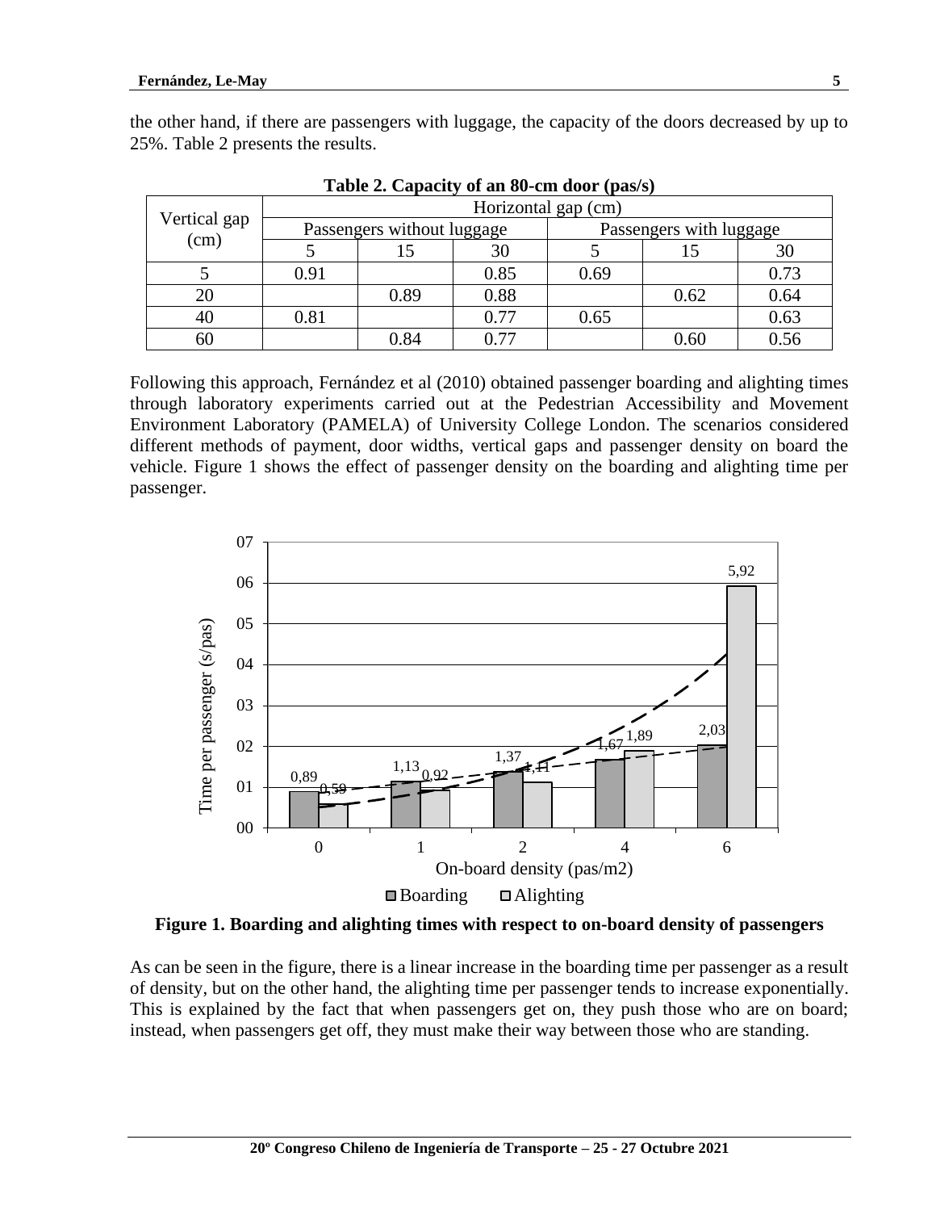the other hand, if there are passengers with luggage, the capacity of the doors decreased by up to 25%. Table 2 presents the results.

**Table 2. Capacity of an 80-cm door (pas/s)**

| Vertical gap (cm) | Horizontal gap (cm) | | | | | |
|---|---|---|---|---|---|---|
| | Passengers without luggage | | | Passengers with luggage | | |
| | 5 | 15 | 30 | 5 | 15 | 30 |
| 5 | 0.91 | | 0.85 | 0.69 | | 0.73 |
| 20 | | 0.89 | 0.88 | | 0.62 | 0.64 |
| 40 | 0.81 | | 0.77 | 0.65 | | 0.63 |
| 60 | | 0.84 | 0.77 | | 0.60 | 0.56 |

Following this approach, Fernández et al (2010) obtained passenger boarding and alighting times through laboratory experiments carried out at the Pedestrian Accessibility and Movement Environment Laboratory (PAMELA) of University College London. The scenarios considered different methods of payment, door widths, vertical gaps and passenger density on board the vehicle. Figure 1 shows the effect of passenger density on the boarding and alighting time per passenger.

| On-board density (pas/m2) | Boarding (s/pas) | Alighting (s/pas) |
|---|---|---|
| 0 | 0,89 | 0,59 |
| 1 | 1,13 | 0,92 |
| 2 | 1,37 | 1,11 |
| 4 | 1,67 | 1,89 |
| 6 | 2,03 | 5,92 |

**Figure 1. Boarding and alighting times with respect to on-board density of passengers**

As can be seen in the figure, there is a linear increase in the boarding time per passenger as a result of density, but on the other hand, the alighting time per passenger tends to increase exponentially. This is explained by the fact that when passengers get on, they push those who are on board; instead, when passengers get off, they must make their way between those who are standing.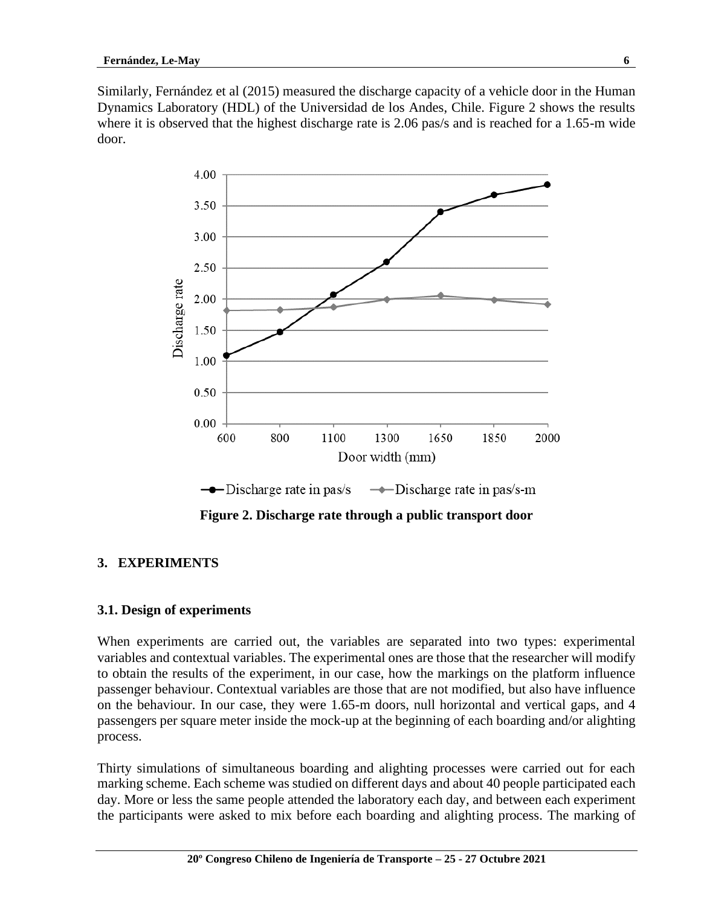Similarly, Fernández et al (2015) measured the discharge capacity of a vehicle door in the Human Dynamics Laboratory (HDL) of the Universidad de los Andes, Chile. Figure 2 shows the results where it is observed that the highest discharge rate is 2.06 pas/s and is reached for a 1.65-m wide door.

**Figure 2. Discharge rate through a public transport door**

## 3. EXPERIMENTS

### 3.1. Design of experiments

When experiments are carried out, the variables are separated into two types: experimental variables and contextual variables. The experimental ones are those that the researcher will modify to obtain the results of the experiment, in our case, how the markings on the platform influence passenger behaviour. Contextual variables are those that are not modified, but also have influence on the behaviour. In our case, they were 1.65-m doors, null horizontal and vertical gaps, and 4 passengers per square meter inside the mock-up at the beginning of each boarding and/or alighting process.

Thirty simulations of simultaneous boarding and alighting processes were carried out for each marking scheme. Each scheme was studied on different days and about 40 people participated each day. More or less the same people attended the laboratory each day, and between each experiment the participants were asked to mix before each boarding and alighting process. The marking of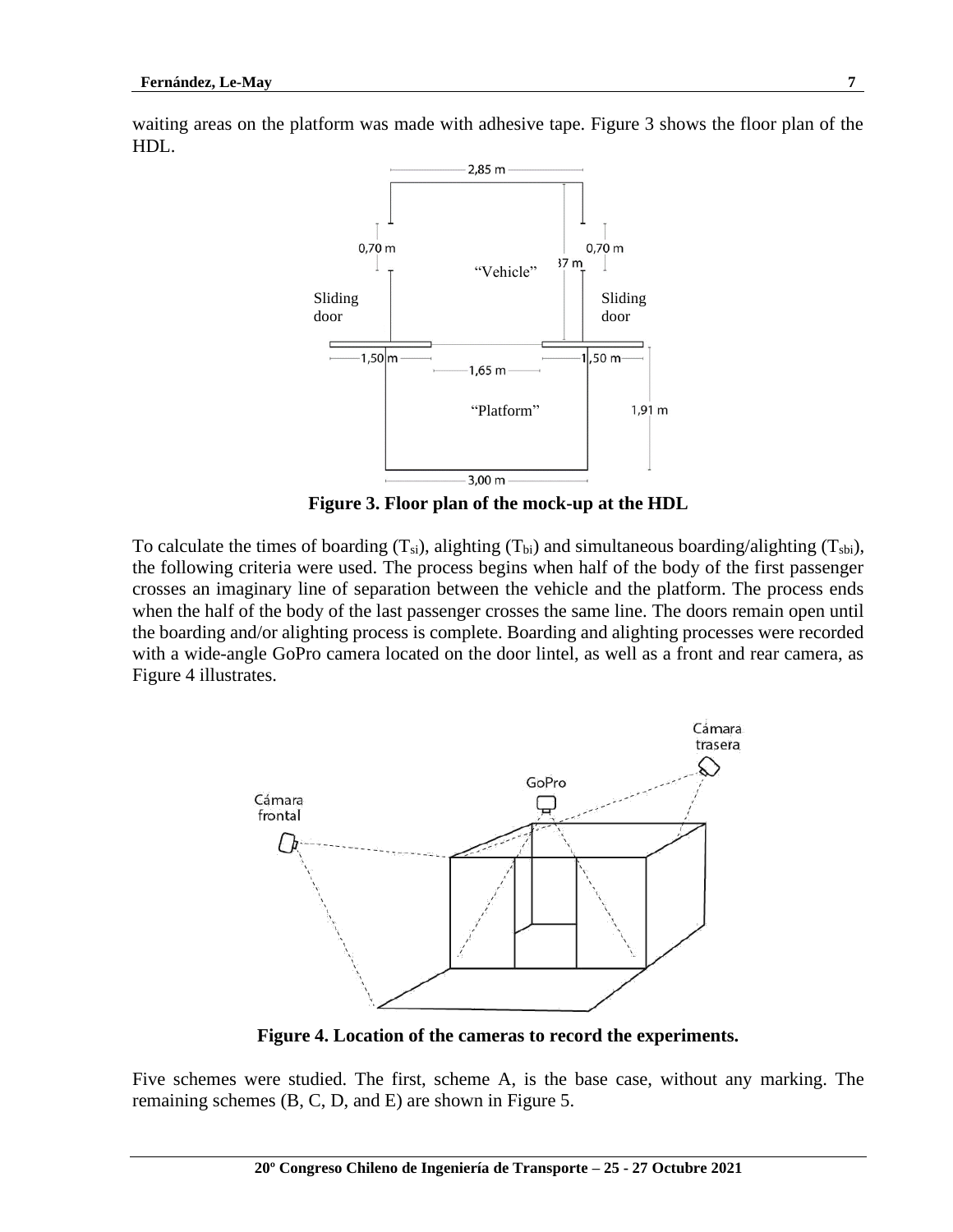waiting areas on the platform was made with adhesive tape. Figure 3 shows the floor plan of the HDL.

**Figure 3. Floor plan of the mock-up at the HDL**

To calculate the times of boarding ($T_{si}$), alighting ($T_{bi}$) and simultaneous boarding/alighting ($T_{sbi}$), the following criteria were used. The process begins when half of the body of the first passenger crosses an imaginary line of separation between the vehicle and the platform. The process ends when the half of the body of the last passenger crosses the same line. The doors remain open until the boarding and/or alighting process is complete. Boarding and alighting processes were recorded with a wide-angle GoPro camera located on the door lintel, as well as a front and rear camera, as Figure 4 illustrates.

**Figure 4. Location of the cameras to record the experiments.**

Five schemes were studied. The first, scheme A, is the base case, without any marking. The remaining schemes (B, C, D, and E) are shown in Figure 5.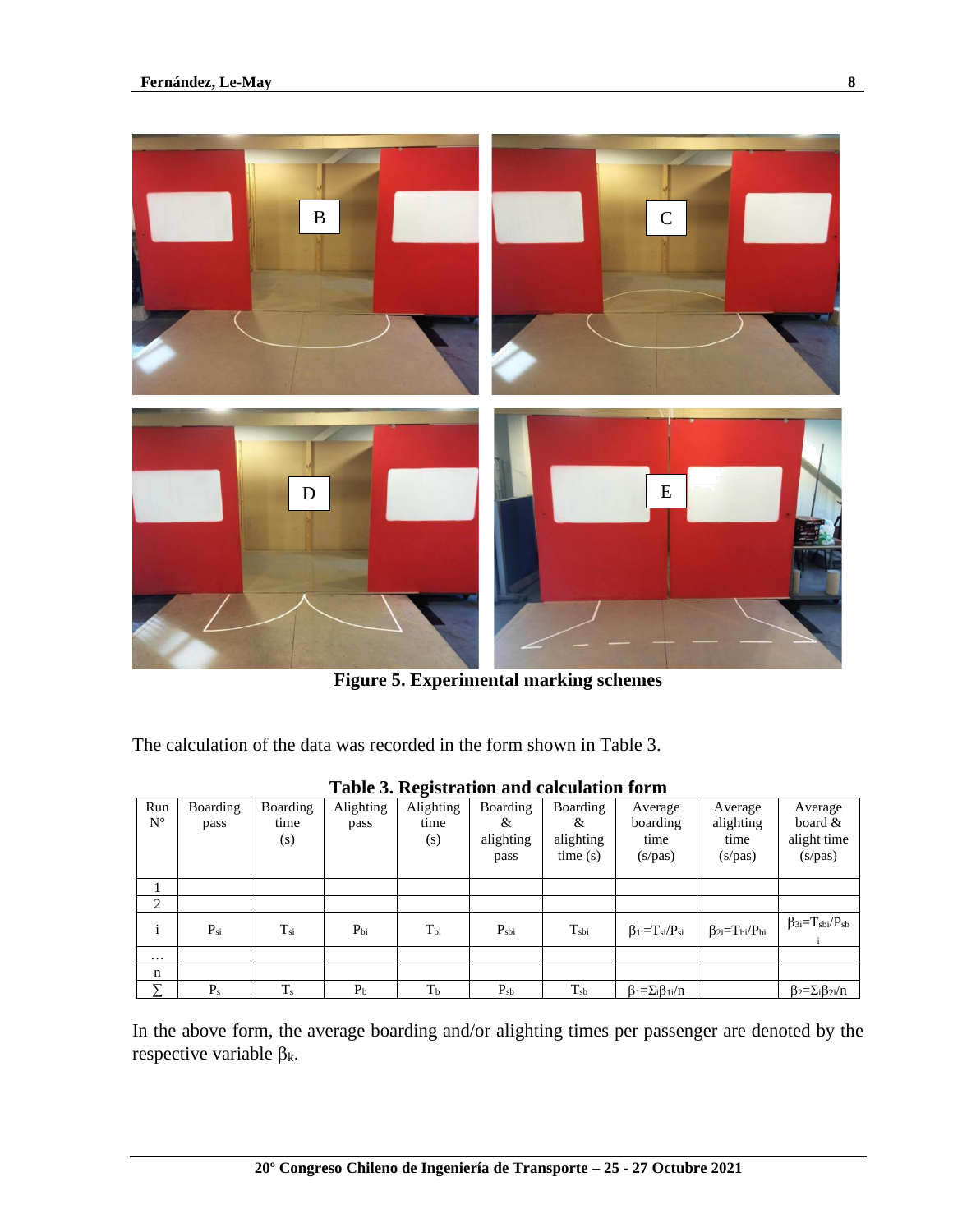Figure 5. Experimental marking schemes

The calculation of the data was recorded in the form shown in Table 3.

**Table 3. Registration and calculation form**

| Run N° | Boarding pass | Boarding time (s) | Alighting pass | Alighting time (s) | Boarding & alighting pass | Boarding & alighting time (s) | Average boarding time (s/pas) | Average alighting time (s/pas) | Average board & alight time (s/pas) |
|---|---|---|---|---|---|---|---|---|---|
| 1 | | | | | | | | | |
| 2 | | | | | | | | | |
| i | $P_{si}$ | $T_{si}$ | $P_{bi}$ | $T_{bi}$ | $P_{sbi}$ | $T_{sbi}$ | $\beta_{1i}=T_{si}/P_{si}$ | $\beta_{2i}=T_{bi}/P_{bi}$ | $\beta_{3i}=T_{sbi}/P_{sbi}$ |
| … | | | | | | | | | |
| n | | | | | | | | | |
| ∑ | $P_s$ | $T_s$ | $P_b$ | $T_b$ | $P_{sb}$ | $T_{sb}$ | $\beta_1=\Sigma_i\beta_{1i}/n$ | | $\beta_2=\Sigma_i\beta_{2i}/n$ |

In the above form, the average boarding and/or alighting times per passenger are denoted by the respective variable $\beta_k$.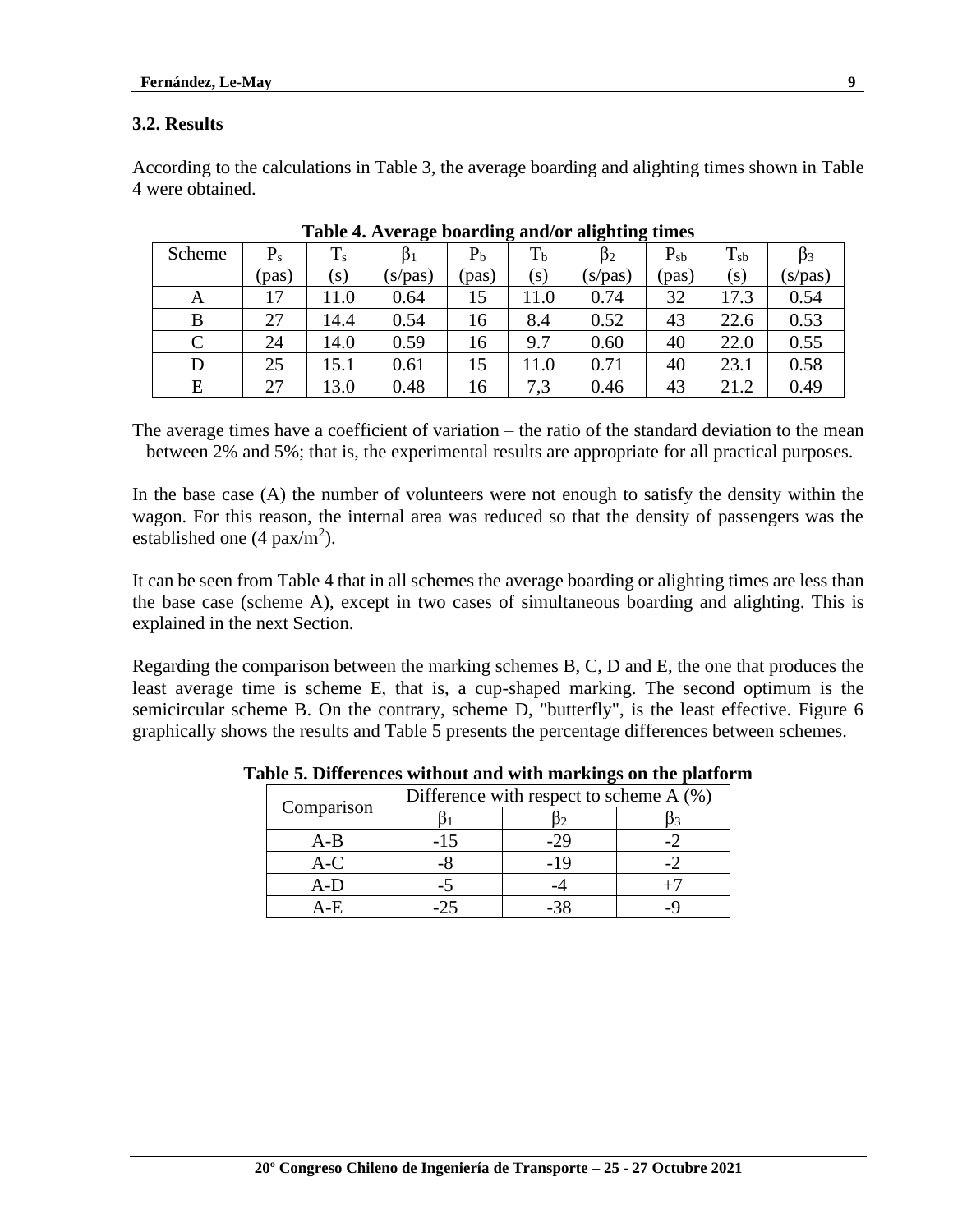### 3.2. Results

According to the calculations in Table 3, the average boarding and alighting times shown in Table 4 were obtained.

**Table 4. Average boarding and/or alighting times**

| Scheme | $P_s$ (pas) | $T_s$ (s) | $\beta_1$ (s/pas) | $P_b$ (pas) | $T_b$ (s) | $\beta_2$ (s/pas) | $P_{sb}$ (pas) | $T_{sb}$ (s) | $\beta_3$ (s/pas) |
|---|---|---|---|---|---|---|---|---|---|
| A | 17 | 11.0 | 0.64 | 15 | 11.0 | 0.74 | 32 | 17.3 | 0.54 |
| B | 27 | 14.4 | 0.54 | 16 | 8.4 | 0.52 | 43 | 22.6 | 0.53 |
| C | 24 | 14.0 | 0.59 | 16 | 9.7 | 0.60 | 40 | 22.0 | 0.55 |
| D | 25 | 15.1 | 0.61 | 15 | 11.0 | 0.71 | 40 | 23.1 | 0.58 |
| E | 27 | 13.0 | 0.48 | 16 | 7,3 | 0.46 | 43 | 21.2 | 0.49 |

The average times have a coefficient of variation – the ratio of the standard deviation to the mean – between 2% and 5%; that is, the experimental results are appropriate for all practical purposes.

In the base case (A) the number of volunteers were not enough to satisfy the density within the wagon. For this reason, the internal area was reduced so that the density of passengers was the established one (4 pax/m$^2$).

It can be seen from Table 4 that in all schemes the average boarding or alighting times are less than the base case (scheme A), except in two cases of simultaneous boarding and alighting. This is explained in the next Section.

Regarding the comparison between the marking schemes B, C, D and E, the one that produces the least average time is scheme E, that is, a cup-shaped marking. The second optimum is the semicircular scheme B. On the contrary, scheme D, "butterfly", is the least effective. Figure 6 graphically shows the results and Table 5 presents the percentage differences between schemes.

**Table 5. Differences without and with markings on the platform**

| Comparison | Difference with respect to scheme A (%) | | |
|---|---|---|---|
| | $\beta_1$ | $\beta_2$ | $\beta_3$ |
| A-B | -15 | -29 | -2 |
| A-C | -8 | -19 | -2 |
| A-D | -5 | -4 | +7 |
| A-E | -25 | -38 | -9 |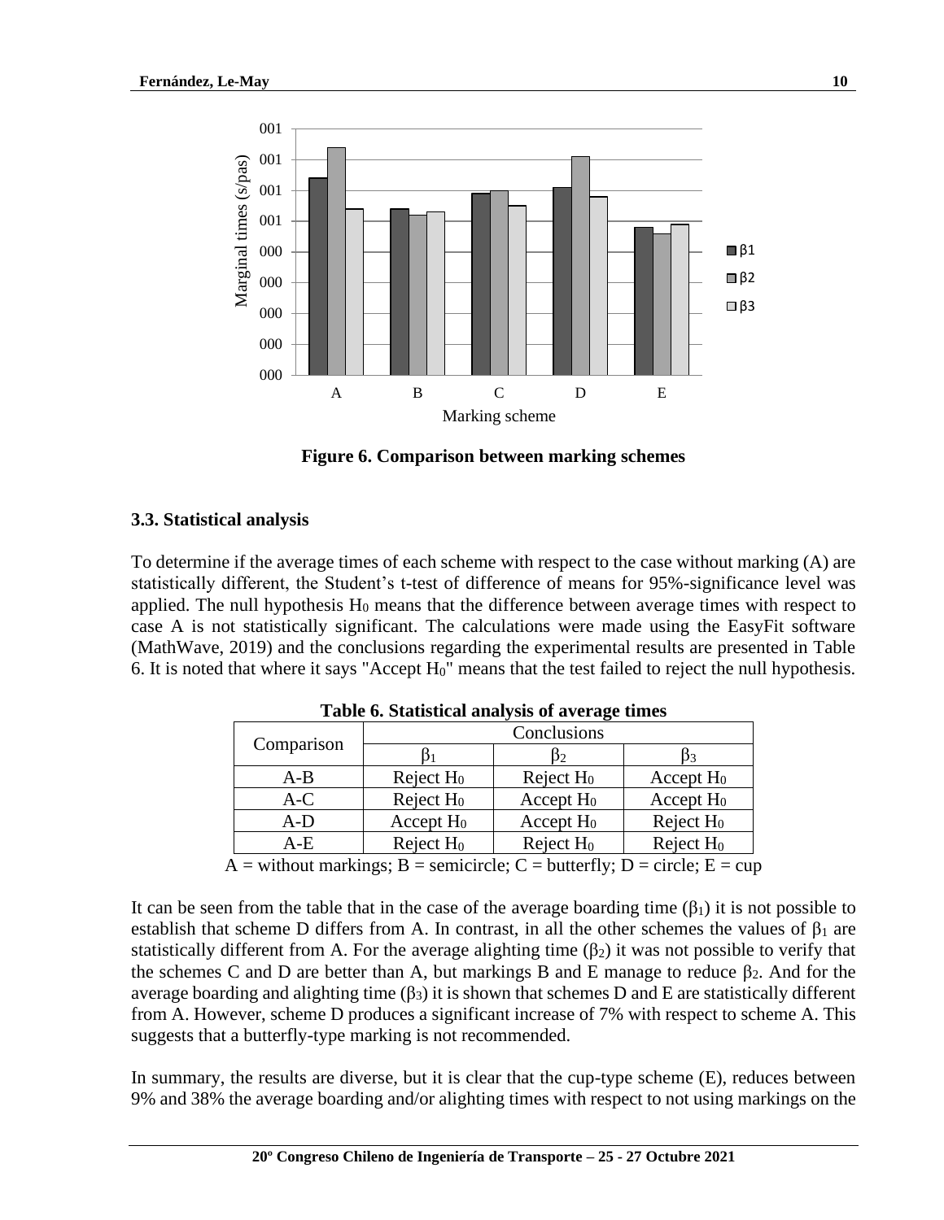Figure 6. Comparison between marking schemes

### 3.3. Statistical analysis

To determine if the average times of each scheme with respect to the case without marking (A) are statistically different, the Student's t-test of difference of means for 95%-significance level was applied. The null hypothesis $H_0$ means that the difference between average times with respect to case A is not statistically significant. The calculations were made using the EasyFit software (MathWave, 2019) and the conclusions regarding the experimental results are presented in Table 6. It is noted that where it says "Accept $H_0$" means that the test failed to reject the null hypothesis.

**Table 6. Statistical analysis of average times**

| Comparison | Conclusions | | |
|---|---|---|---|
| | $\beta_1$ | $\beta_2$ | $\beta_3$ |
| A-B | Reject $H_0$ | Reject $H_0$ | Accept $H_0$ |
| A-C | Reject $H_0$ | Accept $H_0$ | Accept $H_0$ |
| A-D | Accept $H_0$ | Accept $H_0$ | Reject $H_0$ |
| A-E | Reject $H_0$ | Reject $H_0$ | Reject $H_0$ |

A = without markings; B = semicircle; C = butterfly; D = circle; E = cup

It can be seen from the table that in the case of the average boarding time ($\beta_1$) it is not possible to establish that scheme D differs from A. In contrast, in all the other schemes the values of $\beta_1$ are statistically different from A. For the average alighting time ($\beta_2$) it was not possible to verify that the schemes C and D are better than A, but markings B and E manage to reduce $\beta_2$. And for the average boarding and alighting time ($\beta_3$) it is shown that schemes D and E are statistically different from A. However, scheme D produces a significant increase of 7% with respect to scheme A. This suggests that a butterfly-type marking is not recommended.

In summary, the results are diverse, but it is clear that the cup-type scheme (E), reduces between 9% and 38% the average boarding and/or alighting times with respect to not using markings on the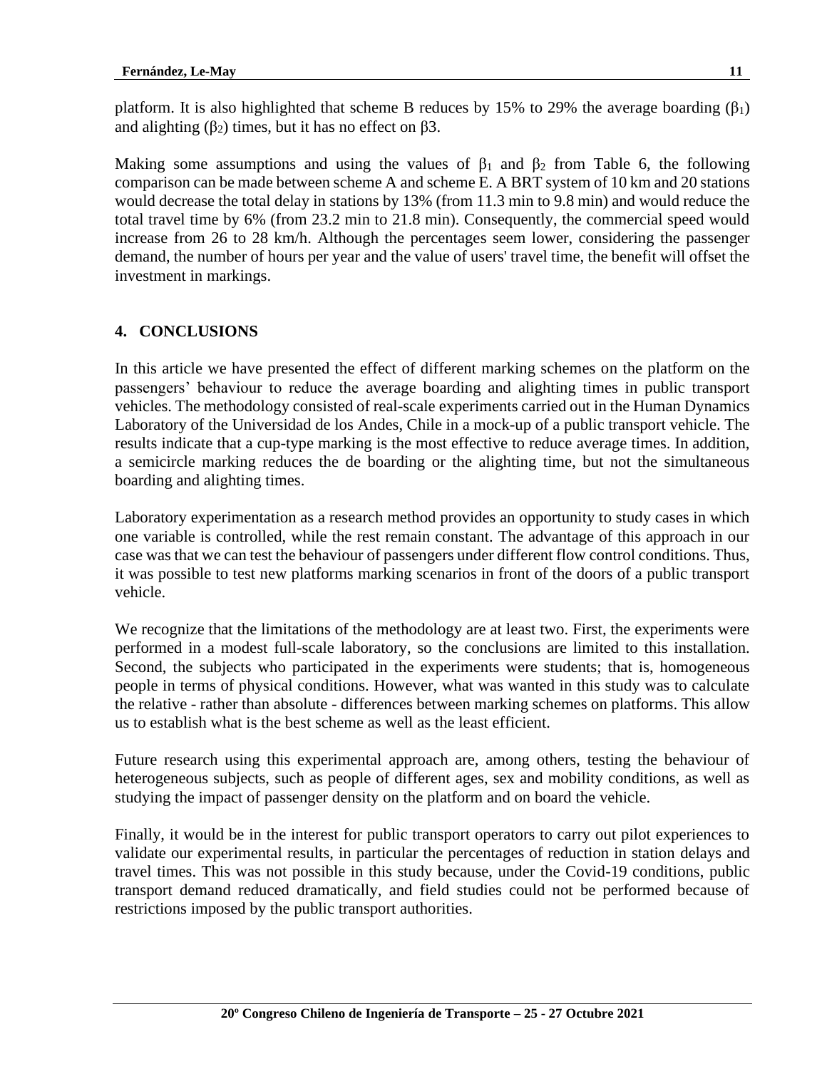platform. It is also highlighted that scheme B reduces by 15% to 29% the average boarding ($\beta_1$) and alighting ($\beta_2$) times, but it has no effect on β3.

Making some assumptions and using the values of $\beta_1$ and $\beta_2$ from Table 6, the following comparison can be made between scheme A and scheme E. A BRT system of 10 km and 20 stations would decrease the total delay in stations by 13% (from 11.3 min to 9.8 min) and would reduce the total travel time by 6% (from 23.2 min to 21.8 min). Consequently, the commercial speed would increase from 26 to 28 km/h. Although the percentages seem lower, considering the passenger demand, the number of hours per year and the value of users' travel time, the benefit will offset the investment in markings.

## 4. CONCLUSIONS

In this article we have presented the effect of different marking schemes on the platform on the passengers' behaviour to reduce the average boarding and alighting times in public transport vehicles. The methodology consisted of real-scale experiments carried out in the Human Dynamics Laboratory of the Universidad de los Andes, Chile in a mock-up of a public transport vehicle. The results indicate that a cup-type marking is the most effective to reduce average times. In addition, a semicircle marking reduces the de boarding or the alighting time, but not the simultaneous boarding and alighting times.

Laboratory experimentation as a research method provides an opportunity to study cases in which one variable is controlled, while the rest remain constant. The advantage of this approach in our case was that we can test the behaviour of passengers under different flow control conditions. Thus, it was possible to test new platforms marking scenarios in front of the doors of a public transport vehicle.

We recognize that the limitations of the methodology are at least two. First, the experiments were performed in a modest full-scale laboratory, so the conclusions are limited to this installation. Second, the subjects who participated in the experiments were students; that is, homogeneous people in terms of physical conditions. However, what was wanted in this study was to calculate the relative - rather than absolute - differences between marking schemes on platforms. This allow us to establish what is the best scheme as well as the least efficient.

Future research using this experimental approach are, among others, testing the behaviour of heterogeneous subjects, such as people of different ages, sex and mobility conditions, as well as studying the impact of passenger density on the platform and on board the vehicle.

Finally, it would be in the interest for public transport operators to carry out pilot experiences to validate our experimental results, in particular the percentages of reduction in station delays and travel times. This was not possible in this study because, under the Covid-19 conditions, public transport demand reduced dramatically, and field studies could not be performed because of restrictions imposed by the public transport authorities.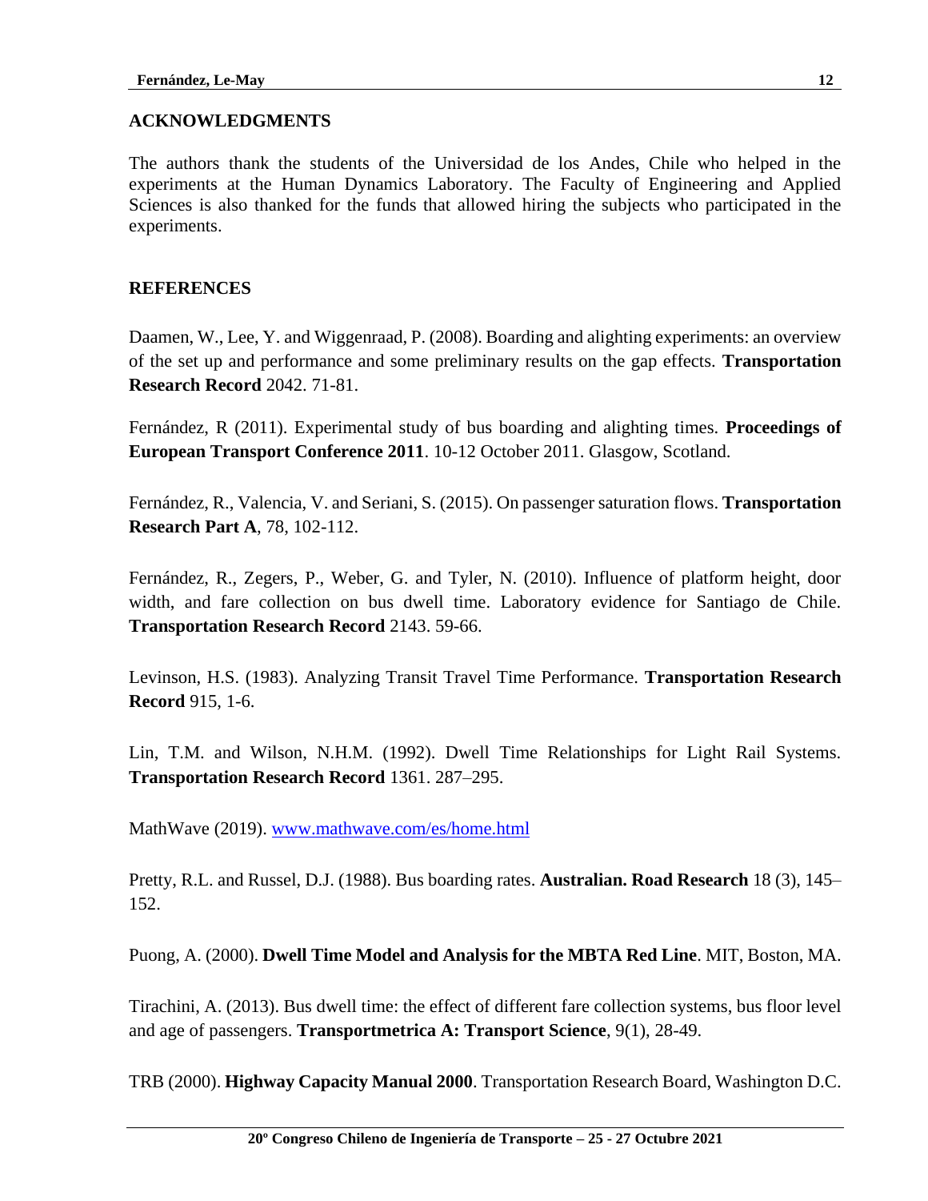## ACKNOWLEDGMENTS

The authors thank the students of the Universidad de los Andes, Chile who helped in the experiments at the Human Dynamics Laboratory. The Faculty of Engineering and Applied Sciences is also thanked for the funds that allowed hiring the subjects who participated in the experiments.

## REFERENCES

Daamen, W., Lee, Y. and Wiggenraad, P. (2008). Boarding and alighting experiments: an overview of the set up and performance and some preliminary results on the gap effects. **Transportation Research Record** 2042. 71-81.

Fernández, R (2011). Experimental study of bus boarding and alighting times. **Proceedings of European Transport Conference 2011**. 10-12 October 2011. Glasgow, Scotland.

Fernández, R., Valencia, V. and Seriani, S. (2015). On passenger saturation flows. **Transportation Research Part A**, 78, 102-112.

Fernández, R., Zegers, P., Weber, G. and Tyler, N. (2010). Influence of platform height, door width, and fare collection on bus dwell time. Laboratory evidence for Santiago de Chile. **Transportation Research Record** 2143. 59-66.

Levinson, H.S. (1983). Analyzing Transit Travel Time Performance. **Transportation Research Record** 915, 1-6.

Lin, T.M. and Wilson, N.H.M. (1992). Dwell Time Relationships for Light Rail Systems. **Transportation Research Record** 1361. 287–295.

MathWave (2019). www.mathwave.com/es/home.html

Pretty, R.L. and Russel, D.J. (1988). Bus boarding rates. **Australian. Road Research** 18 (3), 145–152.

Puong, A. (2000). **Dwell Time Model and Analysis for the MBTA Red Line**. MIT, Boston, MA.

Tirachini, A. (2013). Bus dwell time: the effect of different fare collection systems, bus floor level and age of passengers. **Transportmetrica A: Transport Science**, 9(1), 28-49.

TRB (2000). **Highway Capacity Manual 2000**. Transportation Research Board, Washington D.C.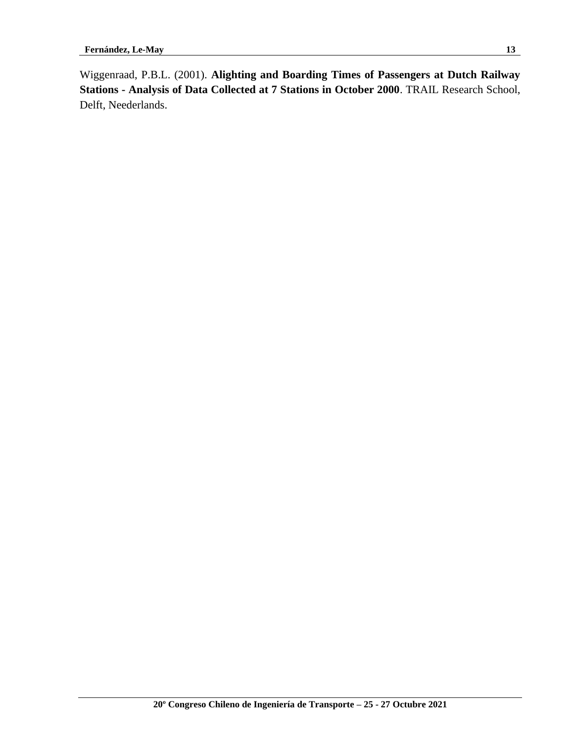Wiggenraad, P.B.L. (2001). **Alighting and Boarding Times of Passengers at Dutch Railway Stations - Analysis of Data Collected at 7 Stations in October 2000**. TRAIL Research School, Delft, Neederlands.